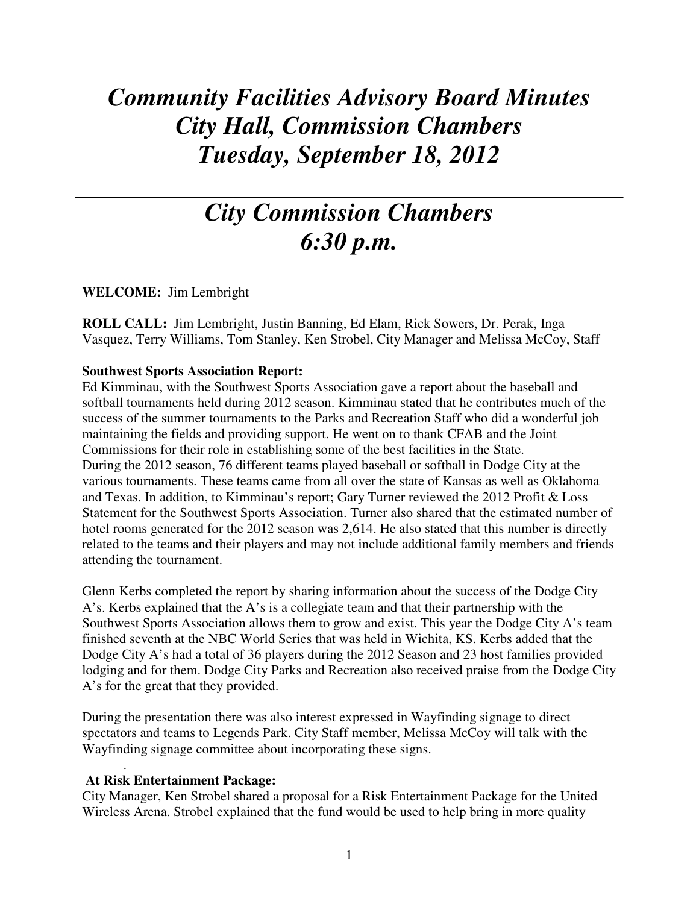# *Community Facilities Advisory Board Minutes*
# *City Hall, Commission Chambers*
# *Tuesday, September 18, 2012*

---

# *City Commission Chambers*
# *6:30 p.m.*

**WELCOME:** Jim Lembright

**ROLL CALL:** Jim Lembright, Justin Banning, Ed Elam, Rick Sowers, Dr. Perak, Inga Vasquez, Terry Williams, Tom Stanley, Ken Strobel, City Manager and Melissa McCoy, Staff

**Southwest Sports Association Report:**
Ed Kimminau, with the Southwest Sports Association gave a report about the baseball and softball tournaments held during 2012 season. Kimminau stated that he contributes much of the success of the summer tournaments to the Parks and Recreation Staff who did a wonderful job maintaining the fields and providing support. He went on to thank CFAB and the Joint Commissions for their role in establishing some of the best facilities in the State.
During the 2012 season, 76 different teams played baseball or softball in Dodge City at the various tournaments. These teams came from all over the state of Kansas as well as Oklahoma and Texas. In addition, to Kimminau's report; Gary Turner reviewed the 2012 Profit & Loss Statement for the Southwest Sports Association. Turner also shared that the estimated number of hotel rooms generated for the 2012 season was 2,614. He also stated that this number is directly related to the teams and their players and may not include additional family members and friends attending the tournament.

Glenn Kerbs completed the report by sharing information about the success of the Dodge City A's. Kerbs explained that the A's is a collegiate team and that their partnership with the Southwest Sports Association allows them to grow and exist. This year the Dodge City A's team finished seventh at the NBC World Series that was held in Wichita, KS. Kerbs added that the Dodge City A's had a total of 36 players during the 2012 Season and 23 host families provided lodging and for them. Dodge City Parks and Recreation also received praise from the Dodge City A's for the great that they provided.

During the presentation there was also interest expressed in Wayfinding signage to direct spectators and teams to Legends Park. City Staff member, Melissa McCoy will talk with the Wayfinding signage committee about incorporating these signs.

**At Risk Entertainment Package:**
City Manager, Ken Strobel shared a proposal for a Risk Entertainment Package for the United Wireless Arena. Strobel explained that the fund would be used to help bring in more quality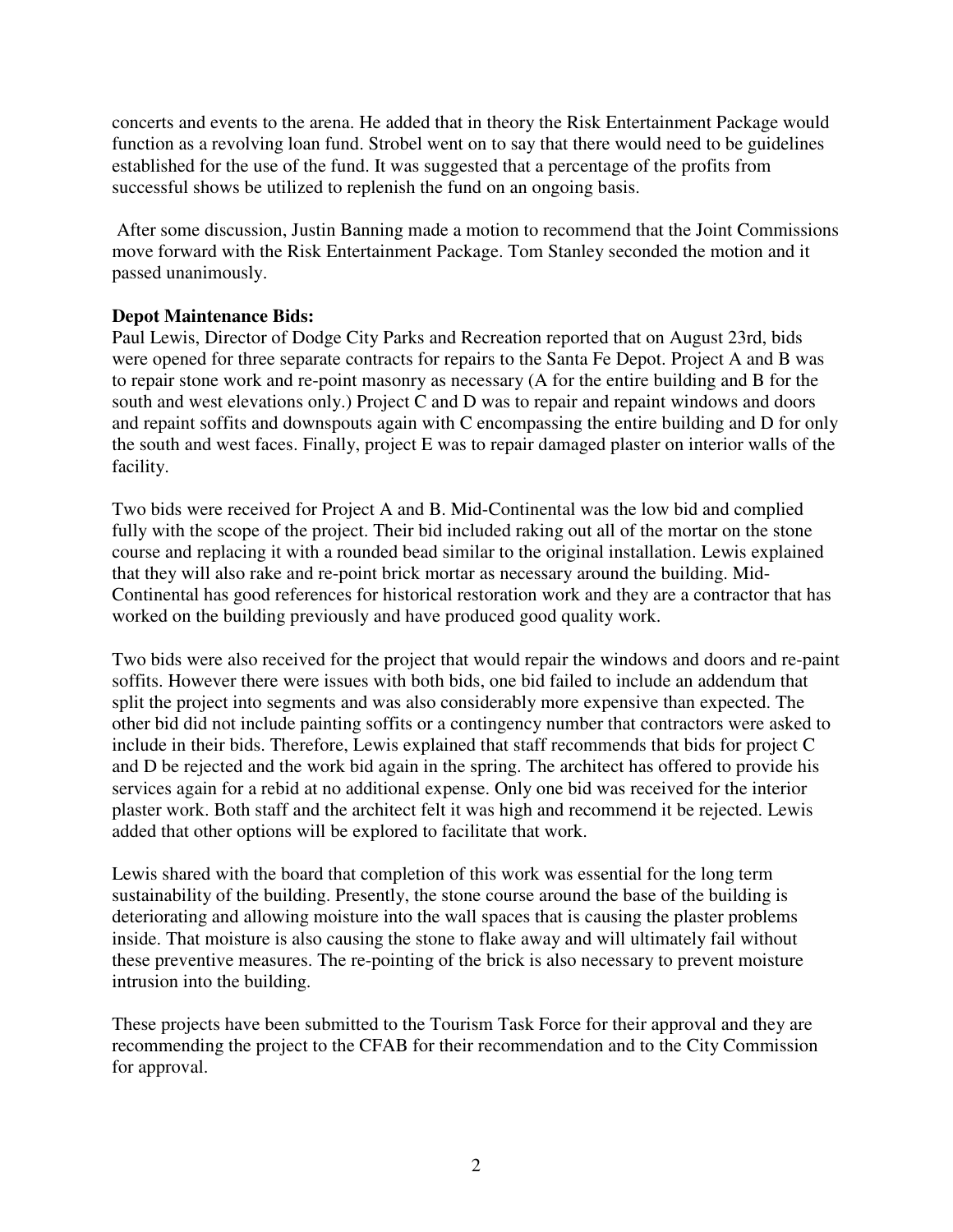concerts and events to the arena. He added that in theory the Risk Entertainment Package would function as a revolving loan fund. Strobel went on to say that there would need to be guidelines established for the use of the fund. It was suggested that a percentage of the profits from successful shows be utilized to replenish the fund on an ongoing basis.

After some discussion, Justin Banning made a motion to recommend that the Joint Commissions move forward with the Risk Entertainment Package. Tom Stanley seconded the motion and it passed unanimously.

**Depot Maintenance Bids:**

Paul Lewis, Director of Dodge City Parks and Recreation reported that on August 23rd, bids were opened for three separate contracts for repairs to the Santa Fe Depot. Project A and B was to repair stone work and re-point masonry as necessary (A for the entire building and B for the south and west elevations only.) Project C and D was to repair and repaint windows and doors and repaint soffits and downspouts again with C encompassing the entire building and D for only the south and west faces. Finally, project E was to repair damaged plaster on interior walls of the facility.

Two bids were received for Project A and B. Mid-Continental was the low bid and complied fully with the scope of the project. Their bid included raking out all of the mortar on the stone course and replacing it with a rounded bead similar to the original installation. Lewis explained that they will also rake and re-point brick mortar as necessary around the building. Mid-Continental has good references for historical restoration work and they are a contractor that has worked on the building previously and have produced good quality work.

Two bids were also received for the project that would repair the windows and doors and re-paint soffits. However there were issues with both bids, one bid failed to include an addendum that split the project into segments and was also considerably more expensive than expected. The other bid did not include painting soffits or a contingency number that contractors were asked to include in their bids. Therefore, Lewis explained that staff recommends that bids for project C and D be rejected and the work bid again in the spring. The architect has offered to provide his services again for a rebid at no additional expense. Only one bid was received for the interior plaster work. Both staff and the architect felt it was high and recommend it be rejected. Lewis added that other options will be explored to facilitate that work.

Lewis shared with the board that completion of this work was essential for the long term sustainability of the building. Presently, the stone course around the base of the building is deteriorating and allowing moisture into the wall spaces that is causing the plaster problems inside. That moisture is also causing the stone to flake away and will ultimately fail without these preventive measures. The re-pointing of the brick is also necessary to prevent moisture intrusion into the building.

These projects have been submitted to the Tourism Task Force for their approval and they are recommending the project to the CFAB for their recommendation and to the City Commission for approval.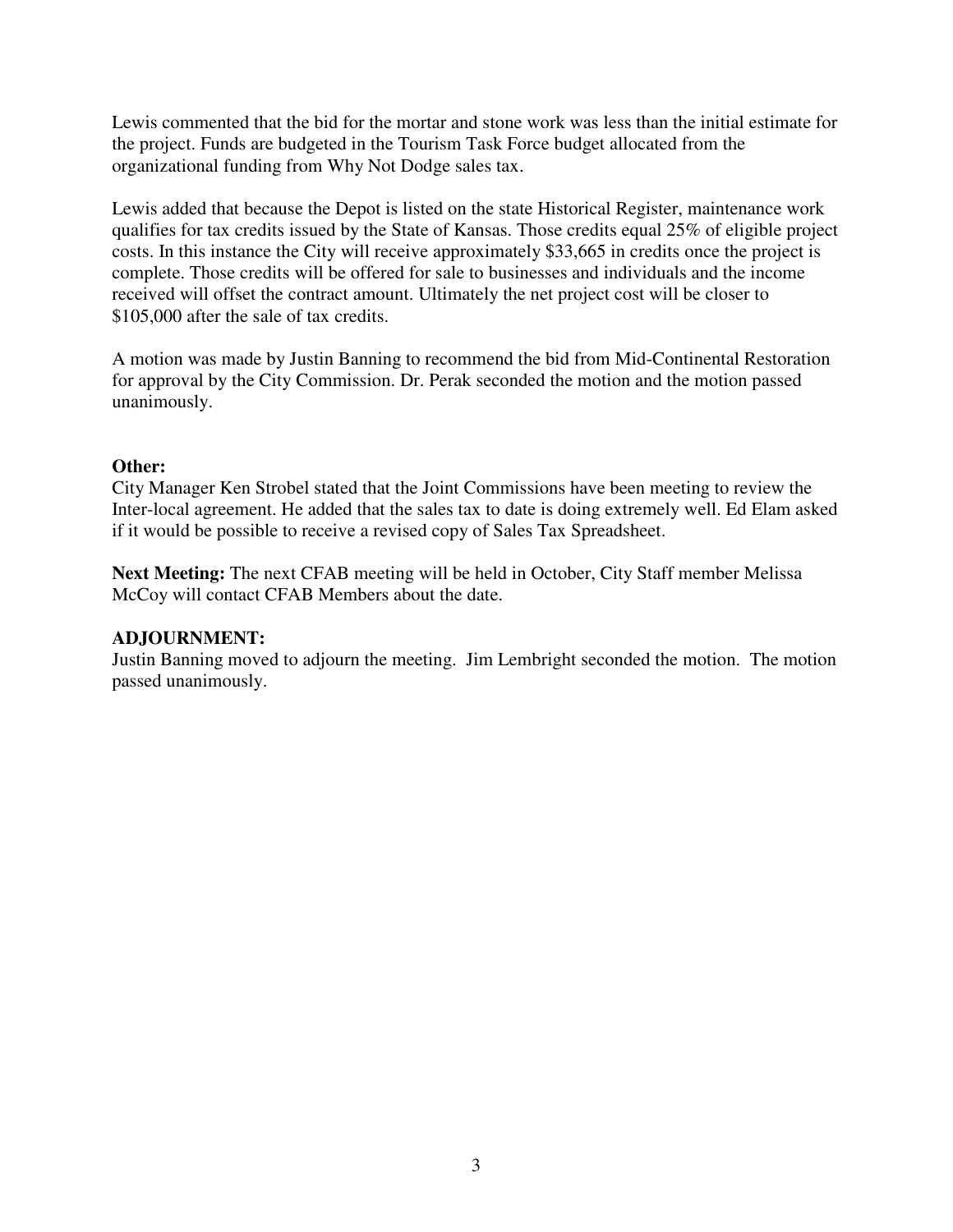Lewis commented that the bid for the mortar and stone work was less than the initial estimate for the project. Funds are budgeted in the Tourism Task Force budget allocated from the organizational funding from Why Not Dodge sales tax.

Lewis added that because the Depot is listed on the state Historical Register, maintenance work qualifies for tax credits issued by the State of Kansas. Those credits equal 25% of eligible project costs. In this instance the City will receive approximately $33,665 in credits once the project is complete. Those credits will be offered for sale to businesses and individuals and the income received will offset the contract amount. Ultimately the net project cost will be closer to $105,000 after the sale of tax credits.

A motion was made by Justin Banning to recommend the bid from Mid-Continental Restoration for approval by the City Commission. Dr. Perak seconded the motion and the motion passed unanimously.

**Other:**
City Manager Ken Strobel stated that the Joint Commissions have been meeting to review the Inter-local agreement. He added that the sales tax to date is doing extremely well. Ed Elam asked if it would be possible to receive a revised copy of Sales Tax Spreadsheet.

**Next Meeting:** The next CFAB meeting will be held in October, City Staff member Melissa McCoy will contact CFAB Members about the date.

**ADJOURNMENT:**
Justin Banning moved to adjourn the meeting. Jim Lembright seconded the motion. The motion passed unanimously.